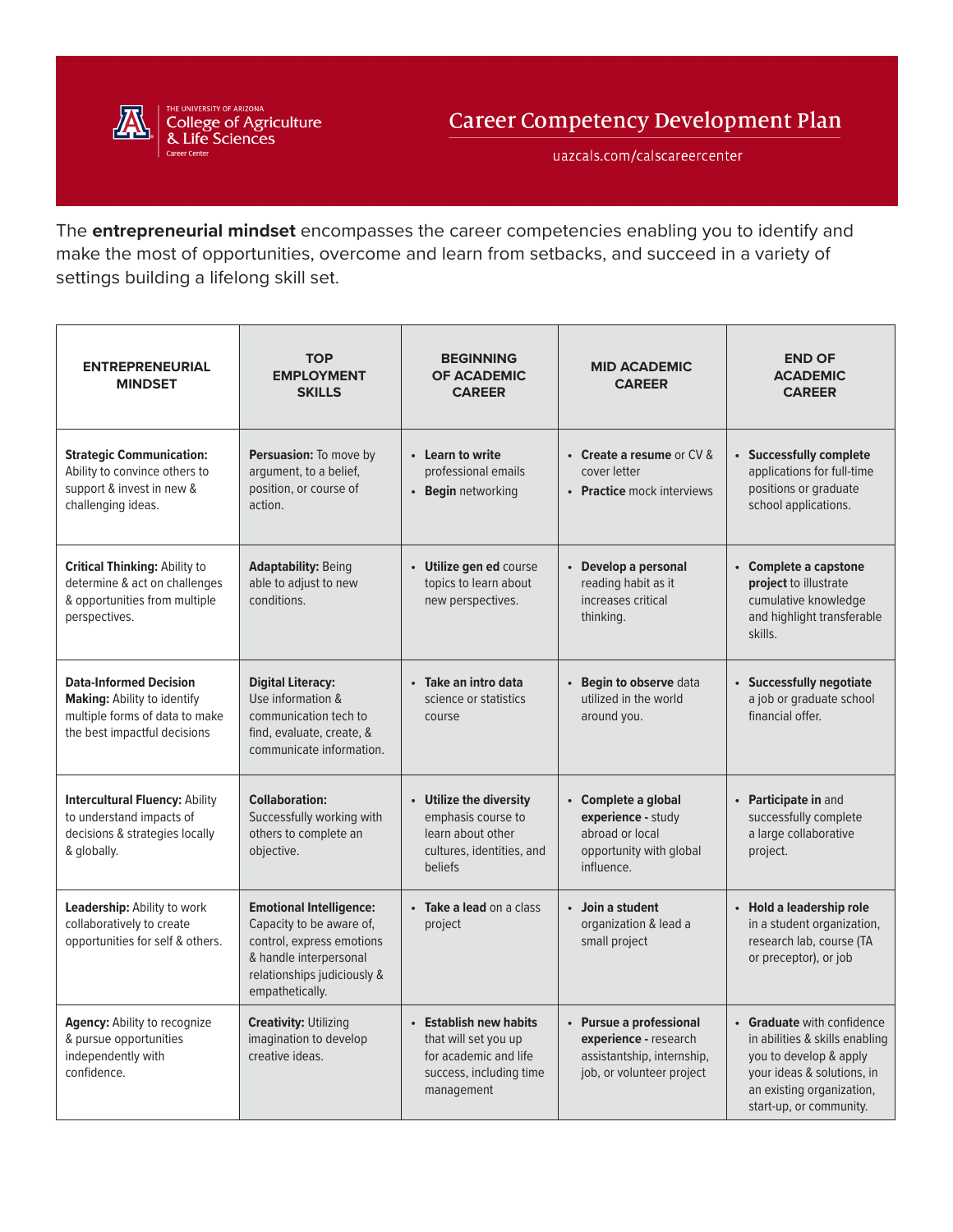THE UNIVERSITY OF ARIZONA
College of Agriculture & Life Sciences
Career Center

# Career Competency Development Plan

uazcals.com/calscareercenter

The **entrepreneurial mindset** encompasses the career competencies enabling you to identify and make the most of opportunities, overcome and learn from setbacks, and succeed in a variety of settings building a lifelong skill set.

| ENTREPRENEURIAL MINDSET | TOP EMPLOYMENT SKILLS | BEGINNING OF ACADEMIC CAREER | MID ACADEMIC CAREER | END OF ACADEMIC CAREER |
|---|---|---|---|---|
| **Strategic Communication:** Ability to convince others to support & invest in new & challenging ideas. | **Persuasion:** To move by argument, to a belief, position, or course of action. | • **Learn to write** professional emails<br>• **Begin** networking | • **Create a resume** or CV & cover letter<br>• **Practice** mock interviews | • **Successfully complete** applications for full-time positions or graduate school applications. |
| **Critical Thinking:** Ability to determine & act on challenges & opportunities from multiple perspectives. | **Adaptability:** Being able to adjust to new conditions. | • **Utilize gen ed** course topics to learn about new perspectives. | • **Develop a personal** reading habit as it increases critical thinking. | • **Complete a capstone project** to illustrate cumulative knowledge and highlight transferable skills. |
| **Data-Informed Decision Making:** Ability to identify multiple forms of data to make the best impactful decisions | **Digital Literacy:** Use information & communication tech to find, evaluate, create, & communicate information. | • **Take an intro data** science or statistics course | • **Begin to observe** data utilized in the world around you. | • **Successfully negotiate** a job or graduate school financial offer. |
| **Intercultural Fluency:** Ability to understand impacts of decisions & strategies locally & globally. | **Collaboration:** Successfully working with others to complete an objective. | • **Utilize the diversity** emphasis course to learn about other cultures, identities, and beliefs | • **Complete a global experience** - study abroad or local opportunity with global influence. | • **Participate in** and successfully complete a large collaborative project. |
| **Leadership:** Ability to work collaboratively to create opportunities for self & others. | **Emotional Intelligence:** Capacity to be aware of, control, express emotions & handle interpersonal relationships judiciously & empathetically. | • **Take a lead** on a class project | • **Join a student** organization & lead a small project | • **Hold a leadership role** in a student organization, research lab, course (TA or preceptor), or job |
| **Agency:** Ability to recognize & pursue opportunities independently with confidence. | **Creativity:** Utilizing imagination to develop creative ideas. | • **Establish new habits** that will set you up for academic and life success, including time management | • **Pursue a professional experience** - research assistantship, internship, job, or volunteer project | • **Graduate** with confidence in abilities & skills enabling you to develop & apply your ideas & solutions, in an existing organization, start-up, or community. |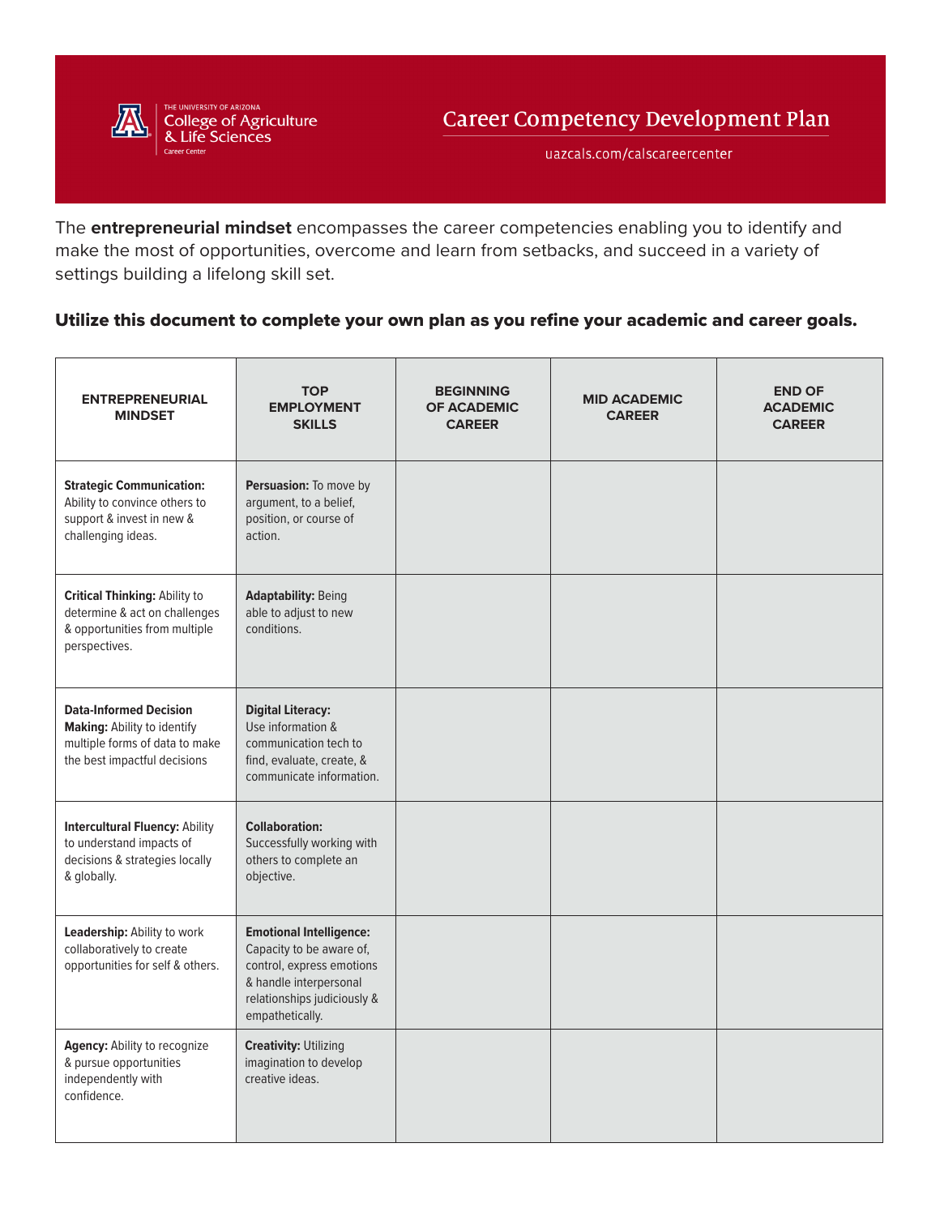# Career Competency Development Plan

uazcals.com/calscareercenter

The **entrepreneurial mindset** encompasses the career competencies enabling you to identify and make the most of opportunities, overcome and learn from setbacks, and succeed in a variety of settings building a lifelong skill set.

**Utilize this document to complete your own plan as you refine your academic and career goals.**

| ENTREPRENEURIAL MINDSET | TOP EMPLOYMENT SKILLS | BEGINNING OF ACADEMIC CAREER | MID ACADEMIC CAREER | END OF ACADEMIC CAREER |
|---|---|---|---|---|
| **Strategic Communication:** Ability to convince others to support & invest in new & challenging ideas. | **Persuasion:** To move by argument, to a belief, position, or course of action. | | | |
| **Critical Thinking:** Ability to determine & act on challenges & opportunities from multiple perspectives. | **Adaptability:** Being able to adjust to new conditions. | | | |
| **Data-Informed Decision Making:** Ability to identify multiple forms of data to make the best impactful decisions | **Digital Literacy:** Use information & communication tech to find, evaluate, create, & communicate information. | | | |
| **Intercultural Fluency:** Ability to understand impacts of decisions & strategies locally & globally. | **Collaboration:** Successfully working with others to complete an objective. | | | |
| **Leadership:** Ability to work collaboratively to create opportunities for self & others. | **Emotional Intelligence:** Capacity to be aware of, control, express emotions & handle interpersonal relationships judiciously & empathetically. | | | |
| **Agency:** Ability to recognize & pursue opportunities independently with confidence. | **Creativity:** Utilizing imagination to develop creative ideas. | | | |